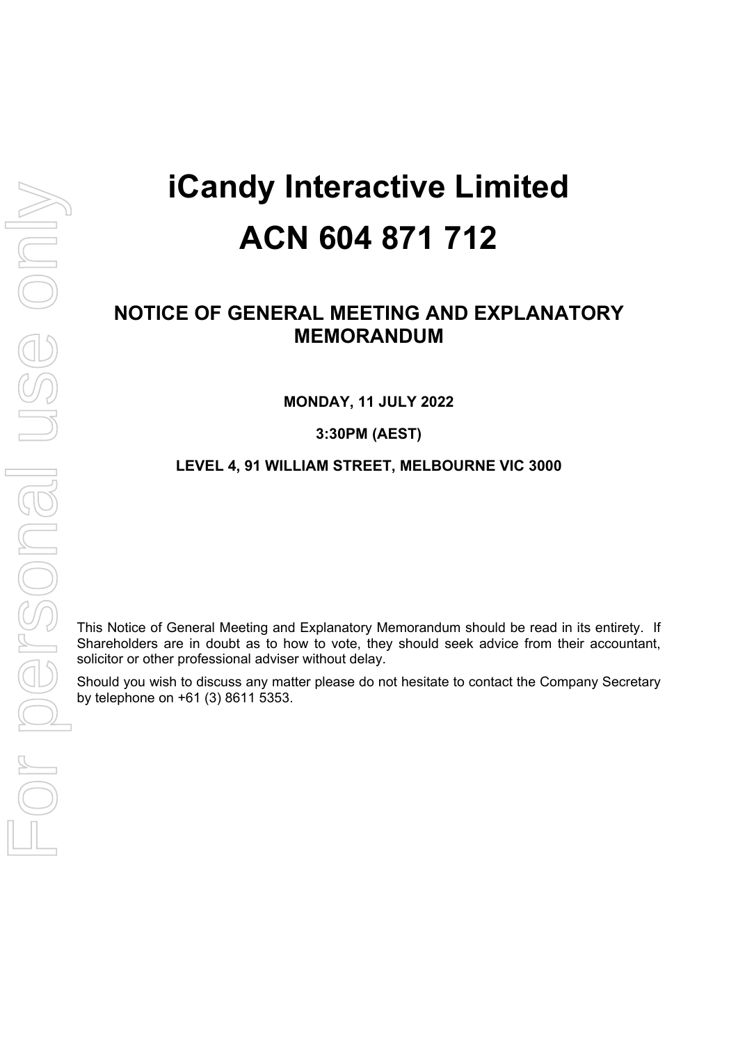# iCandy Interactive Limited

# ACN 604 871 712

## NOTICE OF GENERAL MEETING AND EXPLANATORY MEMORANDUM

**MONDAY, 11 JULY 2022**

**3:30PM (AEST)**

**LEVEL 4, 91 WILLIAM STREET, MELBOURNE VIC 3000**

This Notice of General Meeting and Explanatory Memorandum should be read in its entirety. If Shareholders are in doubt as to how to vote, they should seek advice from their accountant, solicitor or other professional adviser without delay.

Should you wish to discuss any matter please do not hesitate to contact the Company Secretary by telephone on +61 (3) 8611 5353.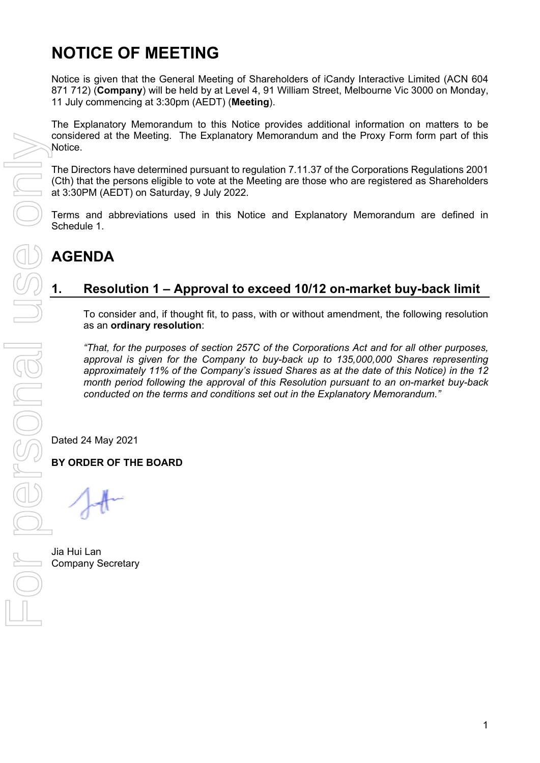# NOTICE OF MEETING

Notice is given that the General Meeting of Shareholders of iCandy Interactive Limited (ACN 604 871 712) (**Company**) will be held by at Level 4, 91 William Street, Melbourne Vic 3000 on Monday, 11 July commencing at 3:30pm (AEDT) (**Meeting**).

The Explanatory Memorandum to this Notice provides additional information on matters to be considered at the Meeting. The Explanatory Memorandum and the Proxy Form form part of this Notice.

The Directors have determined pursuant to regulation 7.11.37 of the Corporations Regulations 2001 (Cth) that the persons eligible to vote at the Meeting are those who are registered as Shareholders at 3:30PM (AEDT) on Saturday, 9 July 2022.

Terms and abbreviations used in this Notice and Explanatory Memorandum are defined in Schedule 1.

# AGENDA

## 1. Resolution 1 – Approval to exceed 10/12 on-market buy-back limit

To consider and, if thought fit, to pass, with or without amendment, the following resolution as an **ordinary resolution**:

*"That, for the purposes of section 257C of the Corporations Act and for all other purposes, approval is given for the Company to buy-back up to 135,000,000 Shares representing approximately 11% of the Company's issued Shares as at the date of this Notice) in the 12 month period following the approval of this Resolution pursuant to an on-market buy-back conducted on the terms and conditions set out in the Explanatory Memorandum."*

Dated 24 May 2021

**BY ORDER OF THE BOARD**

Jia Hui Lan
Company Secretary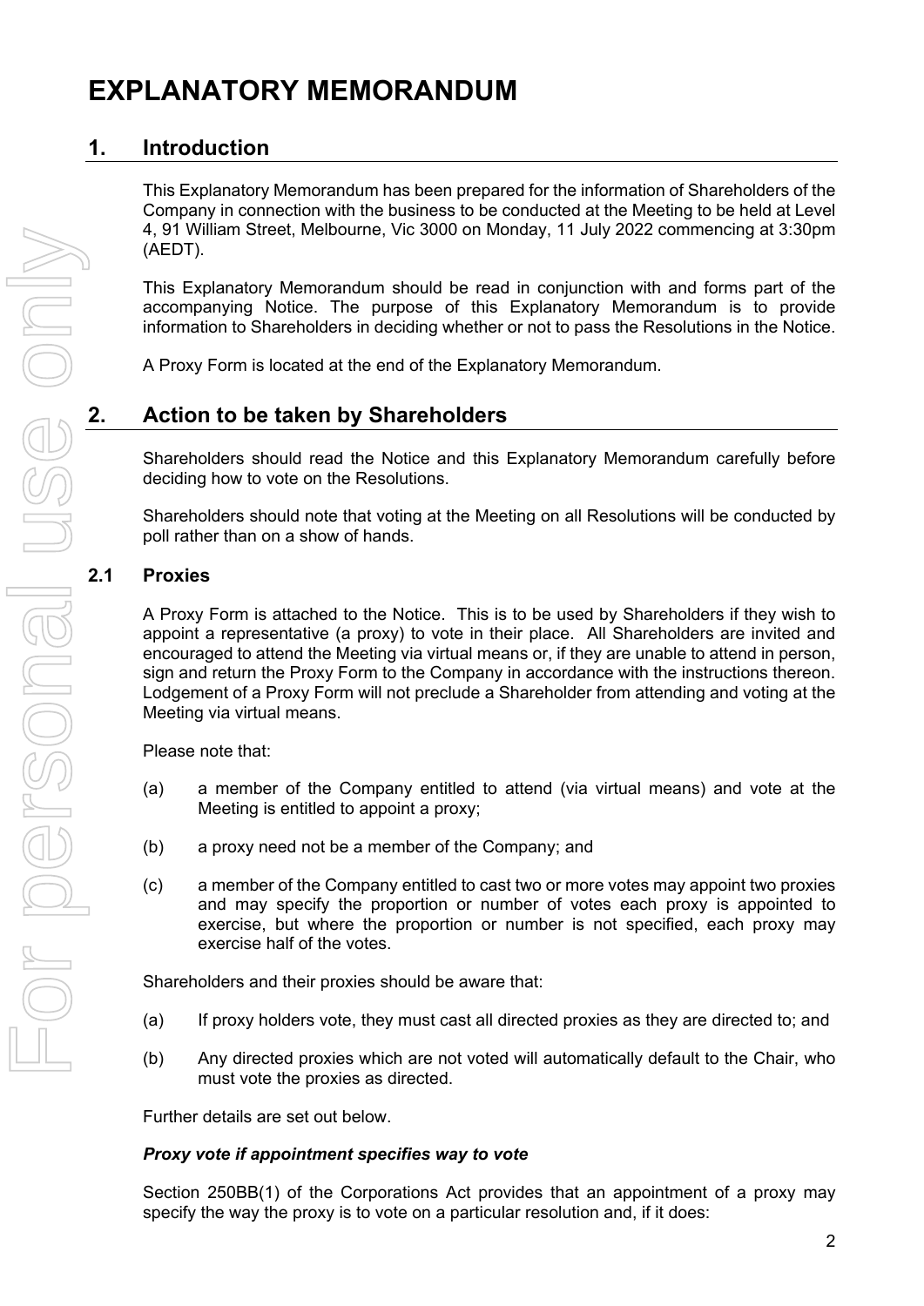# EXPLANATORY MEMORANDUM

## 1. Introduction

This Explanatory Memorandum has been prepared for the information of Shareholders of the Company in connection with the business to be conducted at the Meeting to be held at Level 4, 91 William Street, Melbourne, Vic 3000 on Monday, 11 July 2022 commencing at 3:30pm (AEDT).

This Explanatory Memorandum should be read in conjunction with and forms part of the accompanying Notice. The purpose of this Explanatory Memorandum is to provide information to Shareholders in deciding whether or not to pass the Resolutions in the Notice.

A Proxy Form is located at the end of the Explanatory Memorandum.

## 2. Action to be taken by Shareholders

Shareholders should read the Notice and this Explanatory Memorandum carefully before deciding how to vote on the Resolutions.

Shareholders should note that voting at the Meeting on all Resolutions will be conducted by poll rather than on a show of hands.

### 2.1 Proxies

A Proxy Form is attached to the Notice. This is to be used by Shareholders if they wish to appoint a representative (a proxy) to vote in their place. All Shareholders are invited and encouraged to attend the Meeting via virtual means or, if they are unable to attend in person, sign and return the Proxy Form to the Company in accordance with the instructions thereon. Lodgement of a Proxy Form will not preclude a Shareholder from attending and voting at the Meeting via virtual means.

Please note that:

(a) a member of the Company entitled to attend (via virtual means) and vote at the Meeting is entitled to appoint a proxy;

(b) a proxy need not be a member of the Company; and

(c) a member of the Company entitled to cast two or more votes may appoint two proxies and may specify the proportion or number of votes each proxy is appointed to exercise, but where the proportion or number is not specified, each proxy may exercise half of the votes.

Shareholders and their proxies should be aware that:

(a) If proxy holders vote, they must cast all directed proxies as they are directed to; and

(b) Any directed proxies which are not voted will automatically default to the Chair, who must vote the proxies as directed.

Further details are set out below.

***Proxy vote if appointment specifies way to vote***

Section 250BB(1) of the Corporations Act provides that an appointment of a proxy may specify the way the proxy is to vote on a particular resolution and, if it does: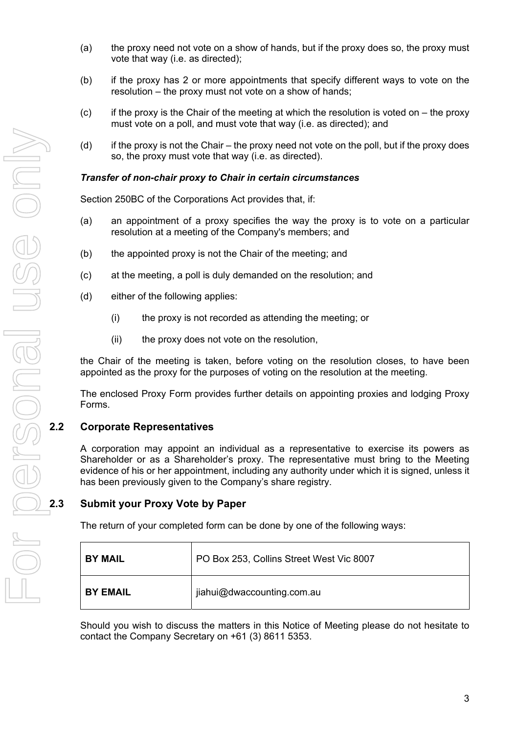(a) the proxy need not vote on a show of hands, but if the proxy does so, the proxy must vote that way (i.e. as directed);

(b) if the proxy has 2 or more appointments that specify different ways to vote on the resolution – the proxy must not vote on a show of hands;

(c) if the proxy is the Chair of the meeting at which the resolution is voted on – the proxy must vote on a poll, and must vote that way (i.e. as directed); and

(d) if the proxy is not the Chair – the proxy need not vote on the poll, but if the proxy does so, the proxy must vote that way (i.e. as directed).

***Transfer of non-chair proxy to Chair in certain circumstances***

Section 250BC of the Corporations Act provides that, if:

(a) an appointment of a proxy specifies the way the proxy is to vote on a particular resolution at a meeting of the Company's members; and

(b) the appointed proxy is not the Chair of the meeting; and

(c) at the meeting, a poll is duly demanded on the resolution; and

(d) either of the following applies:

   (i) the proxy is not recorded as attending the meeting; or

   (ii) the proxy does not vote on the resolution,

the Chair of the meeting is taken, before voting on the resolution closes, to have been appointed as the proxy for the purposes of voting on the resolution at the meeting.

The enclosed Proxy Form provides further details on appointing proxies and lodging Proxy Forms.

## 2.2 Corporate Representatives

A corporation may appoint an individual as a representative to exercise its powers as Shareholder or as a Shareholder's proxy. The representative must bring to the Meeting evidence of his or her appointment, including any authority under which it is signed, unless it has been previously given to the Company's share registry.

## 2.3 Submit your Proxy Vote by Paper

The return of your completed form can be done by one of the following ways:

| | |
|---|---|
| **BY MAIL** | PO Box 253, Collins Street West Vic 8007 |
| **BY EMAIL** | jiahui@dwaccounting.com.au |

Should you wish to discuss the matters in this Notice of Meeting please do not hesitate to contact the Company Secretary on +61 (3) 8611 5353.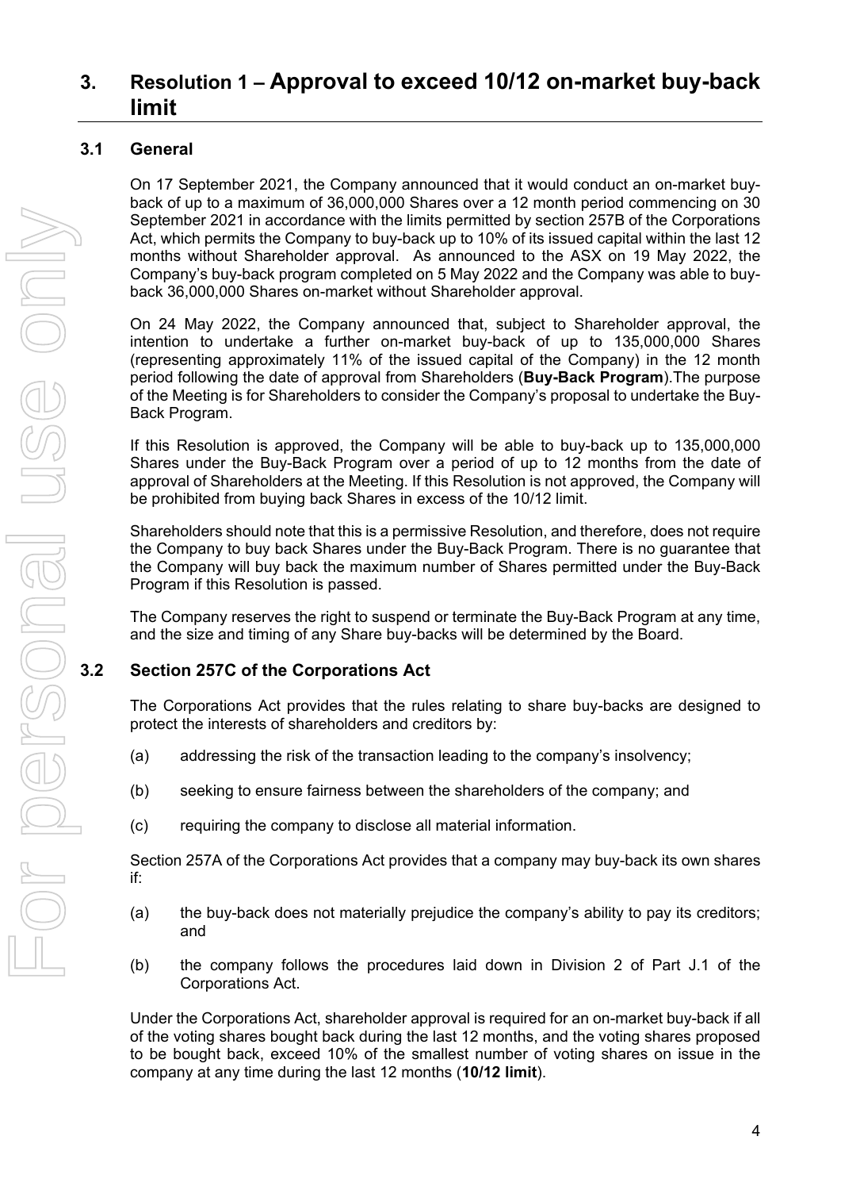# 3. Resolution 1 – Approval to exceed 10/12 on-market buy-back limit

## 3.1 General

On 17 September 2021, the Company announced that it would conduct an on-market buy-back of up to a maximum of 36,000,000 Shares over a 12 month period commencing on 30 September 2021 in accordance with the limits permitted by section 257B of the Corporations Act, which permits the Company to buy-back up to 10% of its issued capital within the last 12 months without Shareholder approval. As announced to the ASX on 19 May 2022, the Company's buy-back program completed on 5 May 2022 and the Company was able to buy-back 36,000,000 Shares on-market without Shareholder approval.

On 24 May 2022, the Company announced that, subject to Shareholder approval, the intention to undertake a further on-market buy-back of up to 135,000,000 Shares (representing approximately 11% of the issued capital of the Company) in the 12 month period following the date of approval from Shareholders (**Buy-Back Program**).The purpose of the Meeting is for Shareholders to consider the Company's proposal to undertake the Buy-Back Program.

If this Resolution is approved, the Company will be able to buy-back up to 135,000,000 Shares under the Buy-Back Program over a period of up to 12 months from the date of approval of Shareholders at the Meeting. If this Resolution is not approved, the Company will be prohibited from buying back Shares in excess of the 10/12 limit.

Shareholders should note that this is a permissive Resolution, and therefore, does not require the Company to buy back Shares under the Buy-Back Program. There is no guarantee that the Company will buy back the maximum number of Shares permitted under the Buy-Back Program if this Resolution is passed.

The Company reserves the right to suspend or terminate the Buy-Back Program at any time, and the size and timing of any Share buy-backs will be determined by the Board.

## 3.2 Section 257C of the Corporations Act

The Corporations Act provides that the rules relating to share buy-backs are designed to protect the interests of shareholders and creditors by:

(a) addressing the risk of the transaction leading to the company's insolvency;

(b) seeking to ensure fairness between the shareholders of the company; and

(c) requiring the company to disclose all material information.

Section 257A of the Corporations Act provides that a company may buy-back its own shares if:

(a) the buy-back does not materially prejudice the company's ability to pay its creditors; and

(b) the company follows the procedures laid down in Division 2 of Part J.1 of the Corporations Act.

Under the Corporations Act, shareholder approval is required for an on-market buy-back if all of the voting shares bought back during the last 12 months, and the voting shares proposed to be bought back, exceed 10% of the smallest number of voting shares on issue in the company at any time during the last 12 months (**10/12 limit**).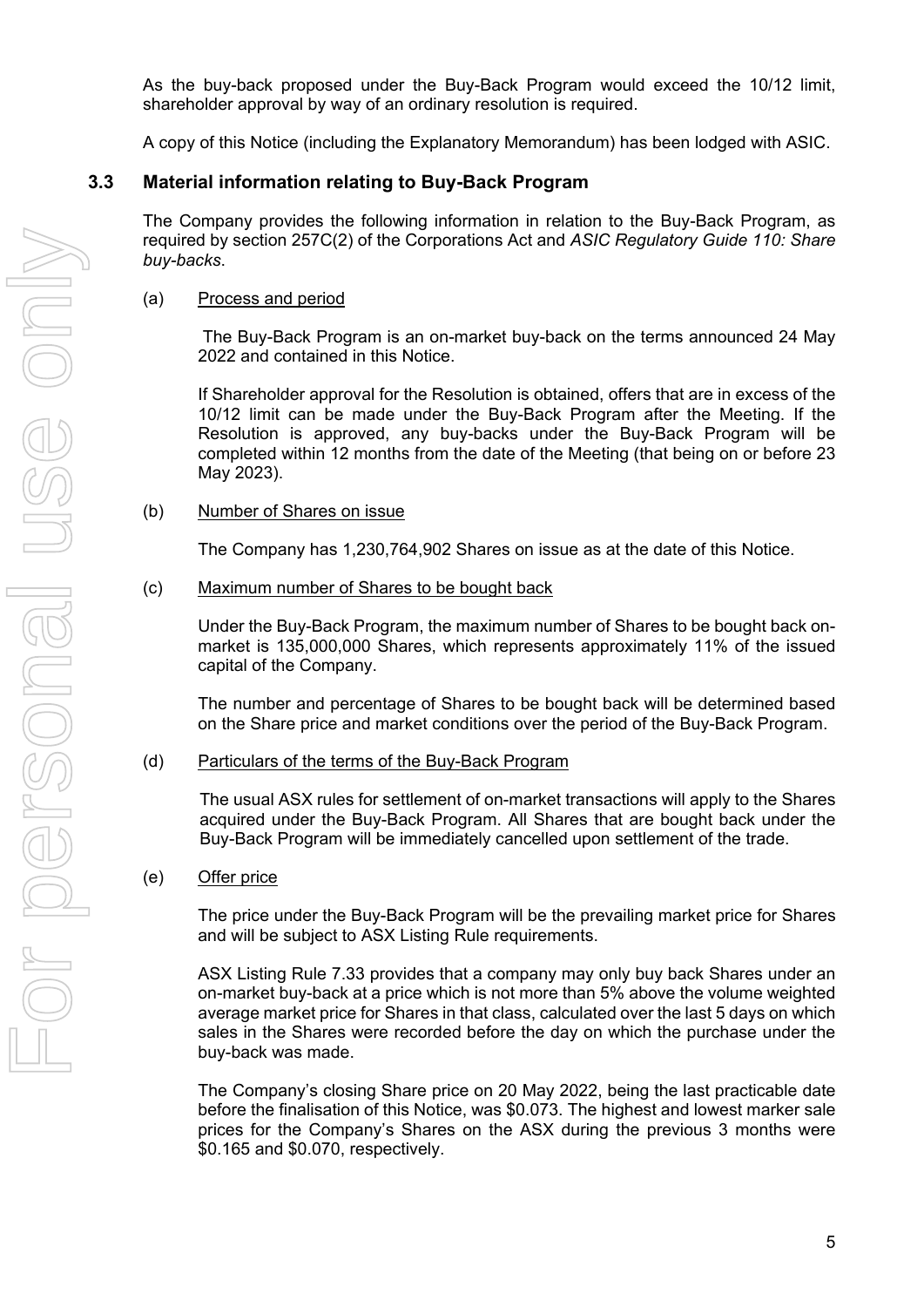As the buy-back proposed under the Buy-Back Program would exceed the 10/12 limit, shareholder approval by way of an ordinary resolution is required.

A copy of this Notice (including the Explanatory Memorandum) has been lodged with ASIC.

### 3.3 Material information relating to Buy-Back Program

The Company provides the following information in relation to the Buy-Back Program, as required by section 257C(2) of the Corporations Act and *ASIC Regulatory Guide 110: Share buy-backs*.

(a) Process and period

The Buy-Back Program is an on-market buy-back on the terms announced 24 May 2022 and contained in this Notice.

If Shareholder approval for the Resolution is obtained, offers that are in excess of the 10/12 limit can be made under the Buy-Back Program after the Meeting. If the Resolution is approved, any buy-backs under the Buy-Back Program will be completed within 12 months from the date of the Meeting (that being on or before 23 May 2023).

(b) Number of Shares on issue

The Company has 1,230,764,902 Shares on issue as at the date of this Notice.

(c) Maximum number of Shares to be bought back

Under the Buy-Back Program, the maximum number of Shares to be bought back on-market is 135,000,000 Shares, which represents approximately 11% of the issued capital of the Company.

The number and percentage of Shares to be bought back will be determined based on the Share price and market conditions over the period of the Buy-Back Program.

(d) Particulars of the terms of the Buy-Back Program

The usual ASX rules for settlement of on-market transactions will apply to the Shares acquired under the Buy-Back Program. All Shares that are bought back under the Buy-Back Program will be immediately cancelled upon settlement of the trade.

(e) Offer price

The price under the Buy-Back Program will be the prevailing market price for Shares and will be subject to ASX Listing Rule requirements.

ASX Listing Rule 7.33 provides that a company may only buy back Shares under an on-market buy-back at a price which is not more than 5% above the volume weighted average market price for Shares in that class, calculated over the last 5 days on which sales in the Shares were recorded before the day on which the purchase under the buy-back was made.

The Company's closing Share price on 20 May 2022, being the last practicable date before the finalisation of this Notice, was $0.073. The highest and lowest marker sale prices for the Company's Shares on the ASX during the previous 3 months were $0.165 and $0.070, respectively.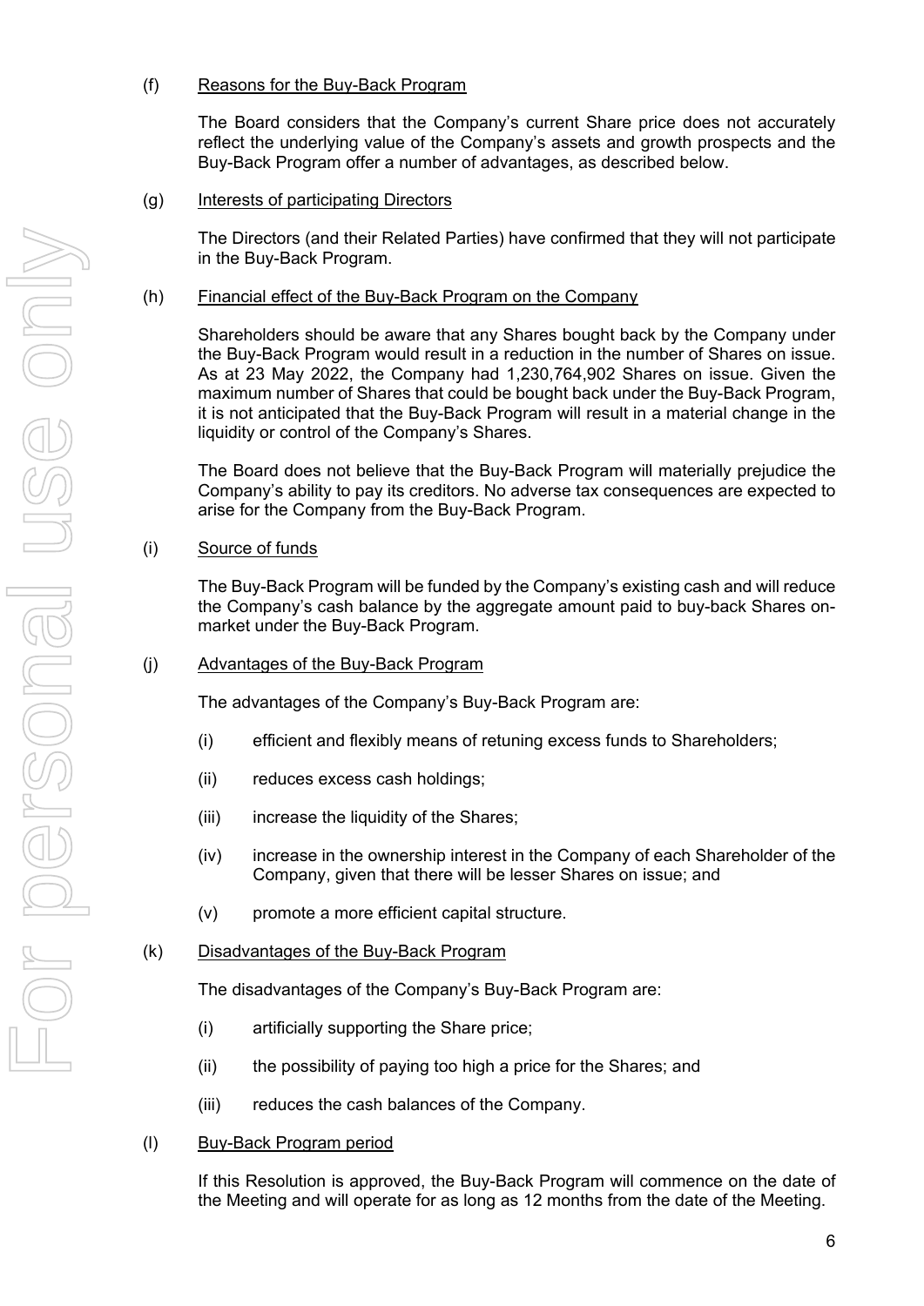(f) Reasons for the Buy-Back Program

The Board considers that the Company's current Share price does not accurately reflect the underlying value of the Company's assets and growth prospects and the Buy-Back Program offer a number of advantages, as described below.

(g) Interests of participating Directors

The Directors (and their Related Parties) have confirmed that they will not participate in the Buy-Back Program.

(h) Financial effect of the Buy-Back Program on the Company

Shareholders should be aware that any Shares bought back by the Company under the Buy-Back Program would result in a reduction in the number of Shares on issue. As at 23 May 2022, the Company had 1,230,764,902 Shares on issue. Given the maximum number of Shares that could be bought back under the Buy-Back Program, it is not anticipated that the Buy-Back Program will result in a material change in the liquidity or control of the Company's Shares.

The Board does not believe that the Buy-Back Program will materially prejudice the Company's ability to pay its creditors. No adverse tax consequences are expected to arise for the Company from the Buy-Back Program.

(i) Source of funds

The Buy-Back Program will be funded by the Company's existing cash and will reduce the Company's cash balance by the aggregate amount paid to buy-back Shares on-market under the Buy-Back Program.

(j) Advantages of the Buy-Back Program

The advantages of the Company's Buy-Back Program are:

(i) efficient and flexibly means of retuning excess funds to Shareholders;

(ii) reduces excess cash holdings;

(iii) increase the liquidity of the Shares;

(iv) increase in the ownership interest in the Company of each Shareholder of the Company, given that there will be lesser Shares on issue; and

(v) promote a more efficient capital structure.

(k) Disadvantages of the Buy-Back Program

The disadvantages of the Company's Buy-Back Program are:

(i) artificially supporting the Share price;

(ii) the possibility of paying too high a price for the Shares; and

(iii) reduces the cash balances of the Company.

(l) Buy-Back Program period

If this Resolution is approved, the Buy-Back Program will commence on the date of the Meeting and will operate for as long as 12 months from the date of the Meeting.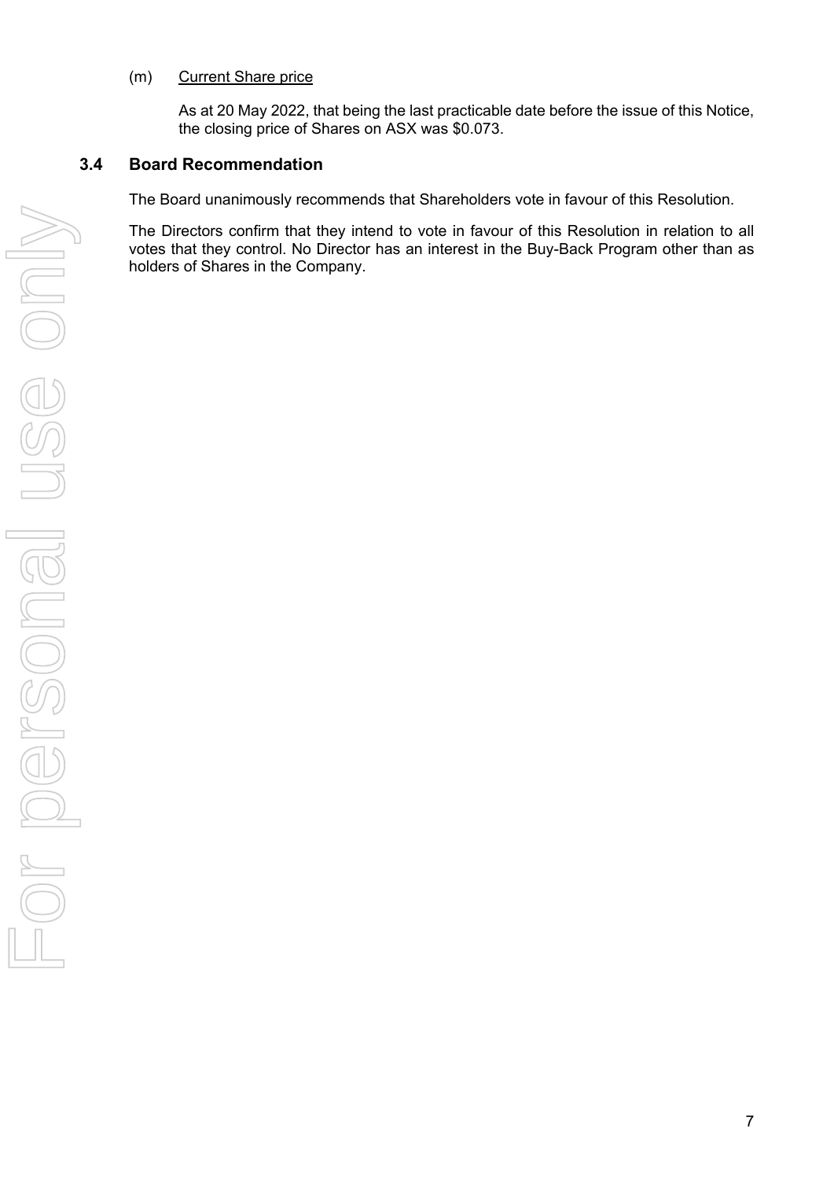(m) Current Share price

As at 20 May 2022, that being the last practicable date before the issue of this Notice, the closing price of Shares on ASX was $0.073.

### 3.4 Board Recommendation

The Board unanimously recommends that Shareholders vote in favour of this Resolution.

The Directors confirm that they intend to vote in favour of this Resolution in relation to all votes that they control. No Director has an interest in the Buy-Back Program other than as holders of Shares in the Company.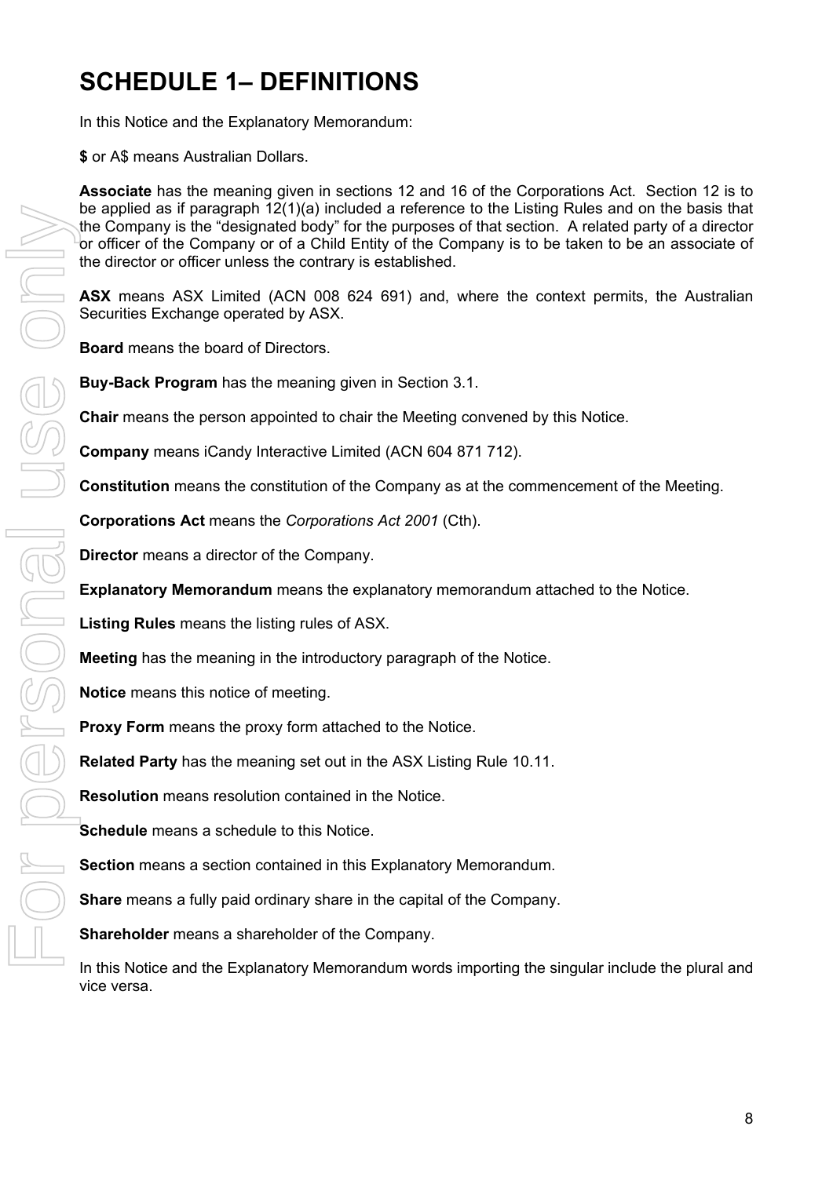# SCHEDULE 1– DEFINITIONS

In this Notice and the Explanatory Memorandum:

**$** or A$ means Australian Dollars.

**Associate** has the meaning given in sections 12 and 16 of the Corporations Act. Section 12 is to be applied as if paragraph 12(1)(a) included a reference to the Listing Rules and on the basis that the Company is the "designated body" for the purposes of that section. A related party of a director or officer of the Company or of a Child Entity of the Company is to be taken to be an associate of the director or officer unless the contrary is established.

**ASX** means ASX Limited (ACN 008 624 691) and, where the context permits, the Australian Securities Exchange operated by ASX.

**Board** means the board of Directors.

**Buy-Back Program** has the meaning given in Section 3.1.

**Chair** means the person appointed to chair the Meeting convened by this Notice.

**Company** means iCandy Interactive Limited (ACN 604 871 712).

**Constitution** means the constitution of the Company as at the commencement of the Meeting.

**Corporations Act** means the *Corporations Act 2001* (Cth).

**Director** means a director of the Company.

**Explanatory Memorandum** means the explanatory memorandum attached to the Notice.

**Listing Rules** means the listing rules of ASX.

**Meeting** has the meaning in the introductory paragraph of the Notice.

**Notice** means this notice of meeting.

**Proxy Form** means the proxy form attached to the Notice.

**Related Party** has the meaning set out in the ASX Listing Rule 10.11.

**Resolution** means resolution contained in the Notice.

**Schedule** means a schedule to this Notice.

**Section** means a section contained in this Explanatory Memorandum.

**Share** means a fully paid ordinary share in the capital of the Company.

**Shareholder** means a shareholder of the Company.

In this Notice and the Explanatory Memorandum words importing the singular include the plural and vice versa.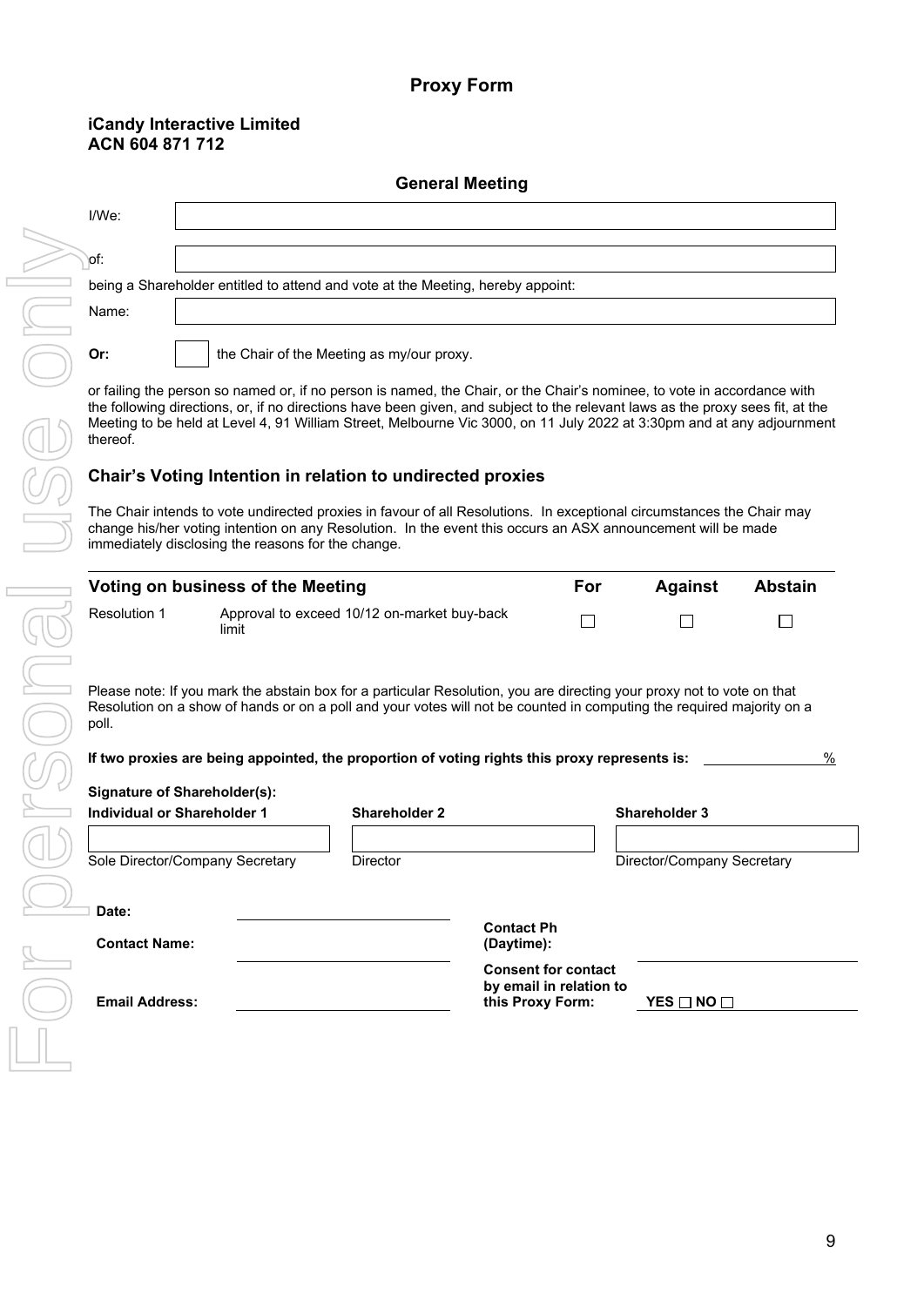# Proxy Form

**iCandy Interactive Limited**
**ACN 604 871 712**

## General Meeting

I/We: ____________________

of: ____________________

being a Shareholder entitled to attend and vote at the Meeting, hereby appoint:

Name: ____________________

**Or:** ☐ the Chair of the Meeting as my/our proxy.

or failing the person so named or, if no person is named, the Chair, or the Chair's nominee, to vote in accordance with the following directions, or, if no directions have been given, and subject to the relevant laws as the proxy sees fit, at the Meeting to be held at Level 4, 91 William Street, Melbourne Vic 3000, on 11 July 2022 at 3:30pm and at any adjournment thereof.

## Chair's Voting Intention in relation to undirected proxies

The Chair intends to vote undirected proxies in favour of all Resolutions. In exceptional circumstances the Chair may change his/her voting intention on any Resolution. In the event this occurs an ASX announcement will be made immediately disclosing the reasons for the change.

| **Voting on business of the Meeting** | | **For** | **Against** | **Abstain** |
|---|---|---|---|---|
| Resolution 1 | Approval to exceed 10/12 on-market buy-back limit | ☐ | ☐ | ☐ |

Please note: If you mark the abstain box for a particular Resolution, you are directing your proxy not to vote on that Resolution on a show of hands or on a poll and your votes will not be counted in computing the required majority on a poll.

**If two proxies are being appointed, the proportion of voting rights this proxy represents is:** ________ %

**Signature of Shareholder(s):**

| **Individual or Shareholder 1** | **Shareholder 2** | **Shareholder 3** |
|---|---|---|
| | | |
| Sole Director/Company Secretary | Director | Director/Company Secretary |

**Date:** ____________________

**Contact Name:** ____________________ **Contact Ph (Daytime):** ____________________

**Email Address:** ____________________ **Consent for contact by email in relation to this Proxy Form:** **YES** ☐ **NO** ☐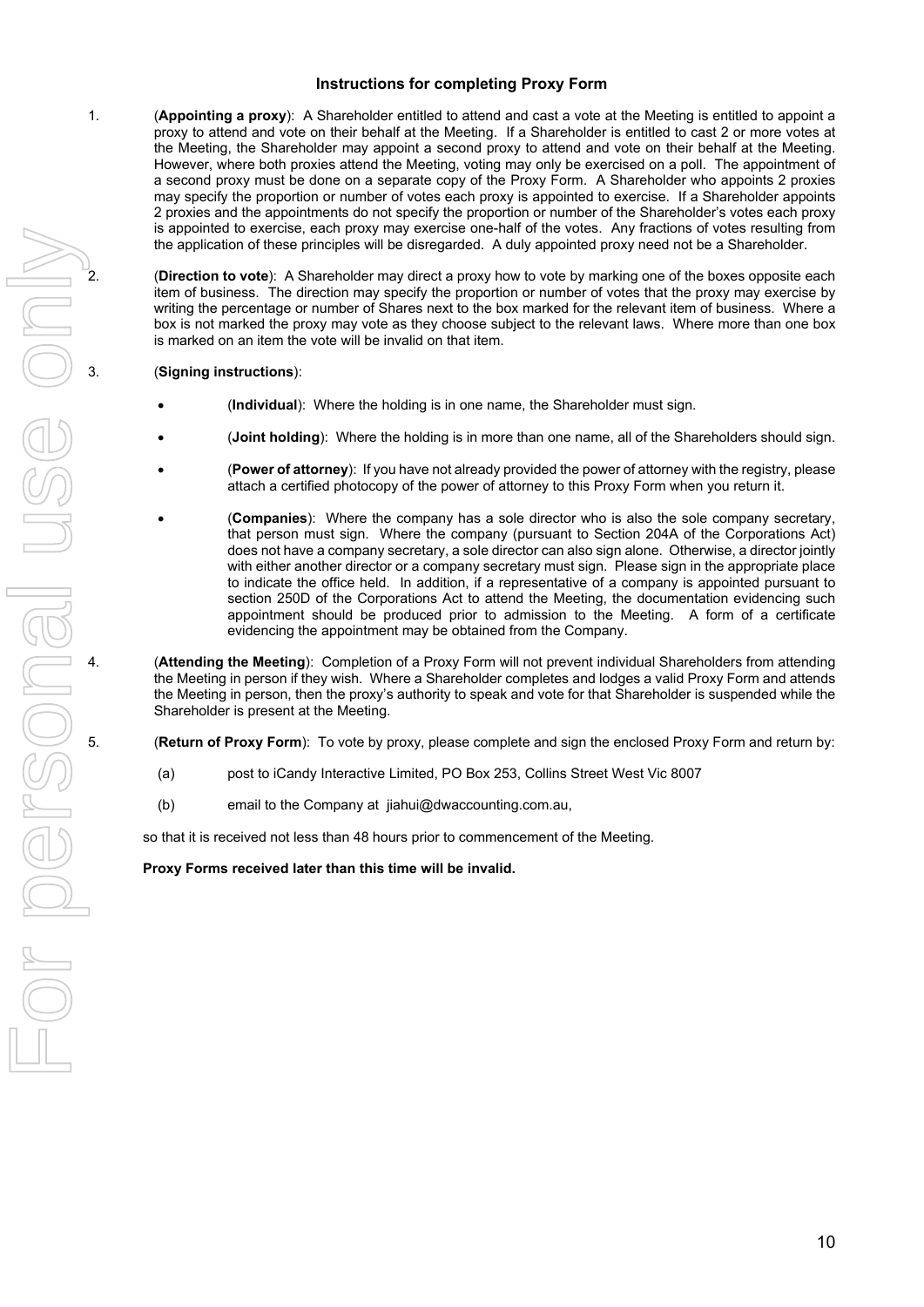## Instructions for completing Proxy Form

1. (**Appointing a proxy**): A Shareholder entitled to attend and cast a vote at the Meeting is entitled to appoint a proxy to attend and vote on their behalf at the Meeting. If a Shareholder is entitled to cast 2 or more votes at the Meeting, the Shareholder may appoint a second proxy to attend and vote on their behalf at the Meeting. However, where both proxies attend the Meeting, voting may only be exercised on a poll. The appointment of a second proxy must be done on a separate copy of the Proxy Form. A Shareholder who appoints 2 proxies may specify the proportion or number of votes each proxy is appointed to exercise. If a Shareholder appoints 2 proxies and the appointments do not specify the proportion or number of the Shareholder's votes each proxy is appointed to exercise, each proxy may exercise one-half of the votes. Any fractions of votes resulting from the application of these principles will be disregarded. A duly appointed proxy need not be a Shareholder.

2. (**Direction to vote**): A Shareholder may direct a proxy how to vote by marking one of the boxes opposite each item of business. The direction may specify the proportion or number of votes that the proxy may exercise by writing the percentage or number of Shares next to the box marked for the relevant item of business. Where a box is not marked the proxy may vote as they choose subject to the relevant laws. Where more than one box is marked on an item the vote will be invalid on that item.

3. (**Signing instructions**):

   - (**Individual**): Where the holding is in one name, the Shareholder must sign.
   - (**Joint holding**): Where the holding is in more than one name, all of the Shareholders should sign.
   - (**Power of attorney**): If you have not already provided the power of attorney with the registry, please attach a certified photocopy of the power of attorney to this Proxy Form when you return it.
   - (**Companies**): Where the company has a sole director who is also the sole company secretary, that person must sign. Where the company (pursuant to Section 204A of the Corporations Act) does not have a company secretary, a sole director can also sign alone. Otherwise, a director jointly with either another director or a company secretary must sign. Please sign in the appropriate place to indicate the office held. In addition, if a representative of a company is appointed pursuant to section 250D of the Corporations Act to attend the Meeting, the documentation evidencing such appointment should be produced prior to admission to the Meeting. A form of a certificate evidencing the appointment may be obtained from the Company.

4. (**Attending the Meeting**): Completion of a Proxy Form will not prevent individual Shareholders from attending the Meeting in person if they wish. Where a Shareholder completes and lodges a valid Proxy Form and attends the Meeting in person, then the proxy's authority to speak and vote for that Shareholder is suspended while the Shareholder is present at the Meeting.

5. (**Return of Proxy Form**): To vote by proxy, please complete and sign the enclosed Proxy Form and return by:

   (a) post to iCandy Interactive Limited, PO Box 253, Collins Street West Vic 8007

   (b) email to the Company at jiahui@dwaccounting.com.au,

   so that it is received not less than 48 hours prior to commencement of the Meeting.

   **Proxy Forms received later than this time will be invalid.**